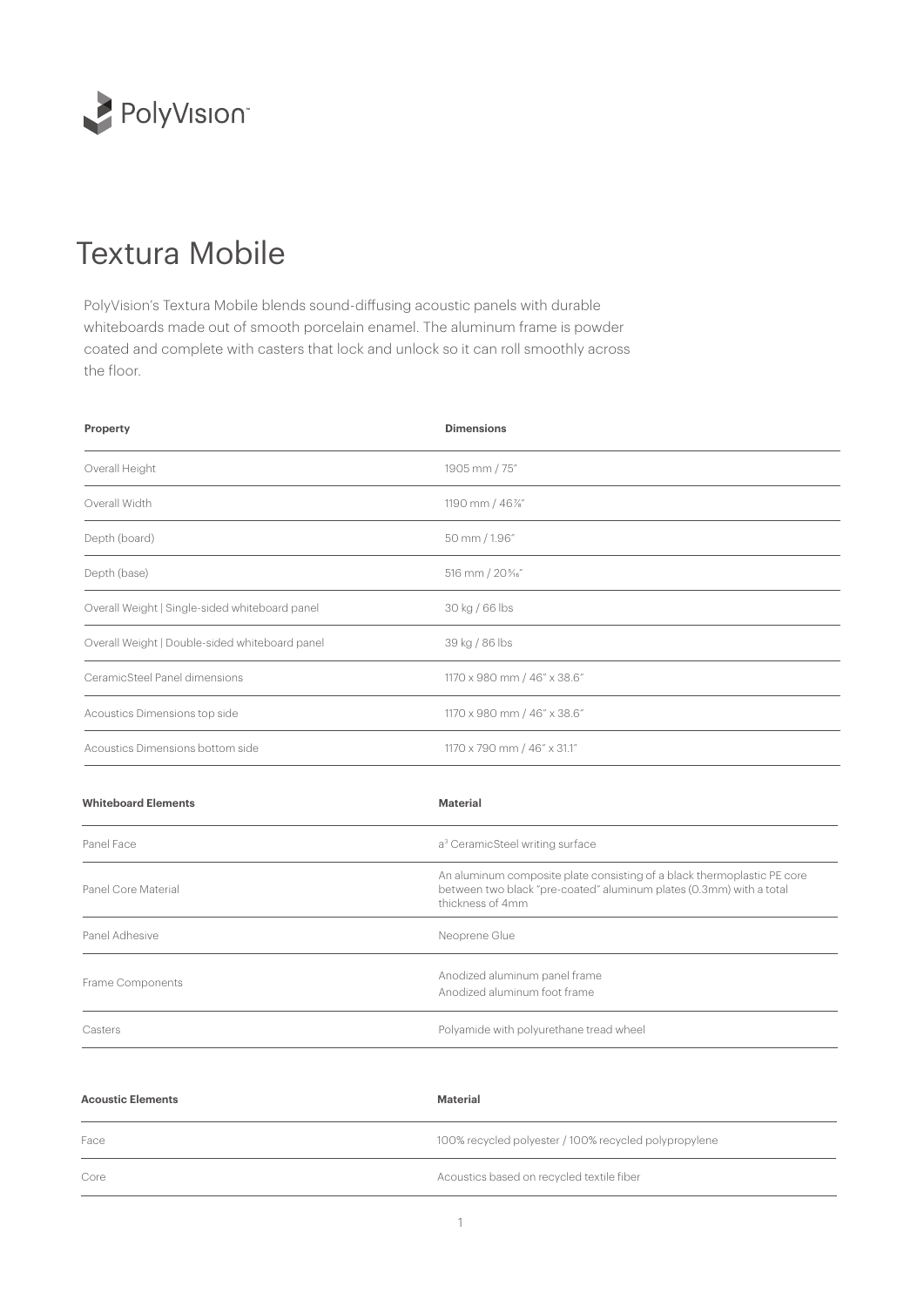PolyVision™

# Textura Mobile

PolyVision's Textura Mobile blends sound-diffusing acoustic panels with durable whiteboards made out of smooth porcelain enamel. The aluminum frame is powder coated and complete with casters that lock and unlock so it can roll smoothly across the floor.

| Property | Dimensions |
|---|---|
| Overall Height | 1905 mm / 75" |
| Overall Width | 1190 mm / 46⅞" |
| Depth (board) | 50 mm / 1.96" |
| Depth (base) | 516 mm / 205⁄16" |
| Overall Weight \| Single-sided whiteboard panel | 30 kg / 66 lbs |
| Overall Weight \| Double-sided whiteboard panel | 39 kg / 86 lbs |
| CeramicSteel Panel dimensions | 1170 x 980 mm / 46" x 38.6" |
| Acoustics Dimensions top side | 1170 x 980 mm / 46" x 38.6" |
| Acoustics Dimensions bottom side | 1170 x 790 mm / 46" x 31.1" |

| Whiteboard Elements | Material |
|---|---|
| Panel Face | a³ CeramicSteel writing surface |
| Panel Core Material | An aluminum composite plate consisting of a black thermoplastic PE core between two black "pre-coated" aluminum plates (0.3mm) with a total thickness of 4mm |
| Panel Adhesive | Neoprene Glue |
| Frame Components | Anodized aluminum panel frame<br>Anodized aluminum foot frame |
| Casters | Polyamide with polyurethane tread wheel |

| Acoustic Elements | Material |
|---|---|
| Face | 100% recycled polyester / 100% recycled polypropylene |
| Core | Acoustics based on recycled textile fiber |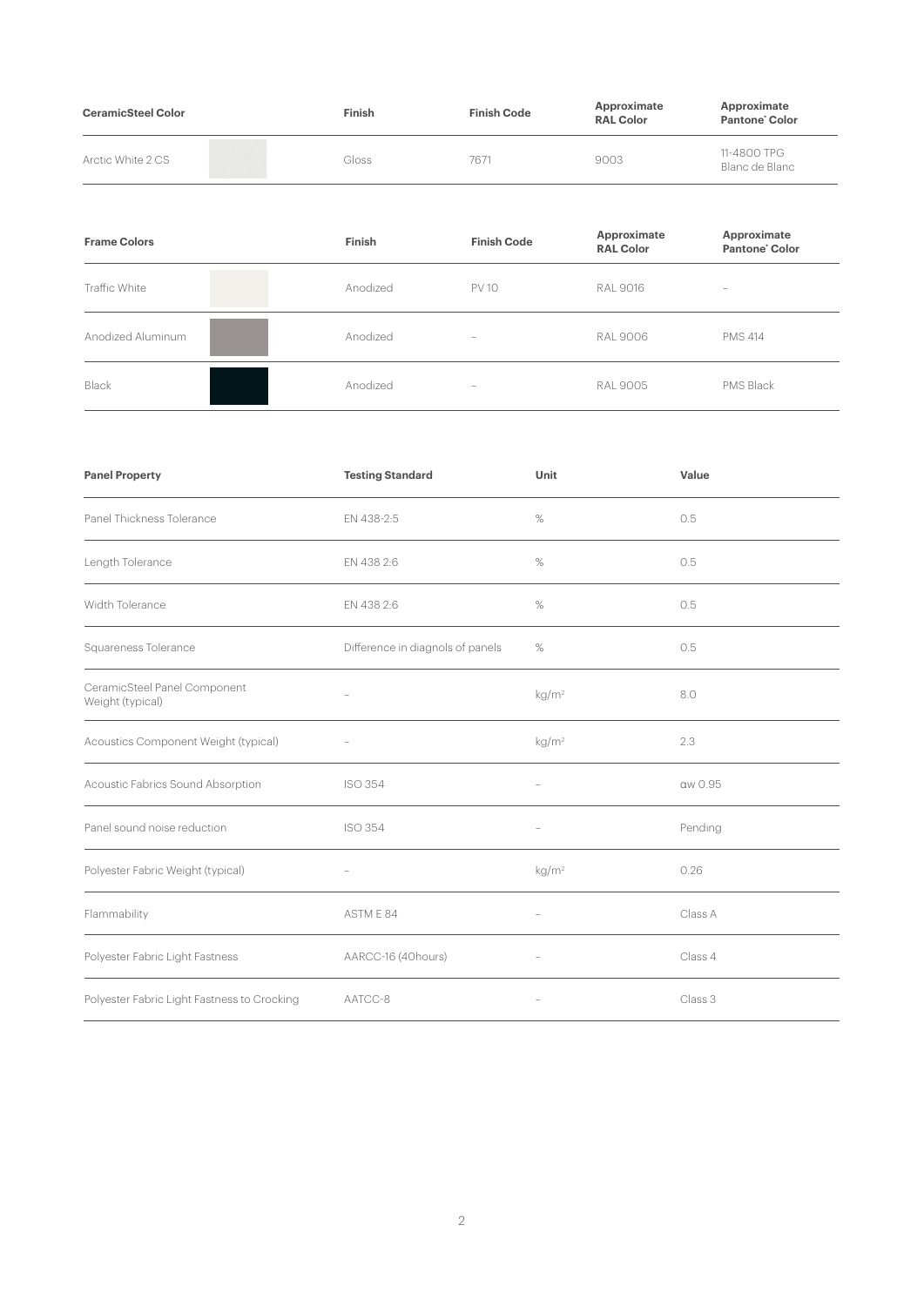| CeramicSteel Color | | Finish | Finish Code | Approximate RAL Color | Approximate Pantone® Color |
|---|---|---|---|---|---|
| Arctic White 2 CS | | Gloss | 7671 | 9003 | 11-4800 TPG Blanc de Blanc |

| Frame Colors | | Finish | Finish Code | Approximate RAL Color | Approximate Pantone® Color |
|---|---|---|---|---|---|
| Traffic White | | Anodized | PV 10 | RAL 9016 | – |
| Anodized Aluminum | | Anodized | – | RAL 9006 | PMS 414 |
| Black | | Anodized | – | RAL 9005 | PMS Black |

| Panel Property | Testing Standard | Unit | Value |
|---|---|---|---|
| Panel Thickness Tolerance | EN 438-2:5 | % | 0.5 |
| Length Tolerance | EN 438 2:6 | % | 0.5 |
| Width Tolerance | EN 438 2:6 | % | 0.5 |
| Squareness Tolerance | Difference in diagnols of panels | % | 0.5 |
| CeramicSteel Panel Component Weight (typical) | – | $kg/m^2$ | 8.0 |
| Acoustics Component Weight (typical) | – | $kg/m^2$ | 2.3 |
| Acoustic Fabrics Sound Absorption | ISO 354 | – | αw 0.95 |
| Panel sound noise reduction | ISO 354 | – | Pending |
| Polyester Fabric Weight (typical) | – | $kg/m^2$ | 0.26 |
| Flammability | ASTM E 84 | – | Class A |
| Polyester Fabric Light Fastness | AARCC-16 (40hours) | – | Class 4 |
| Polyester Fabric Light Fastness to Crocking | AATCC-8 | – | Class 3 |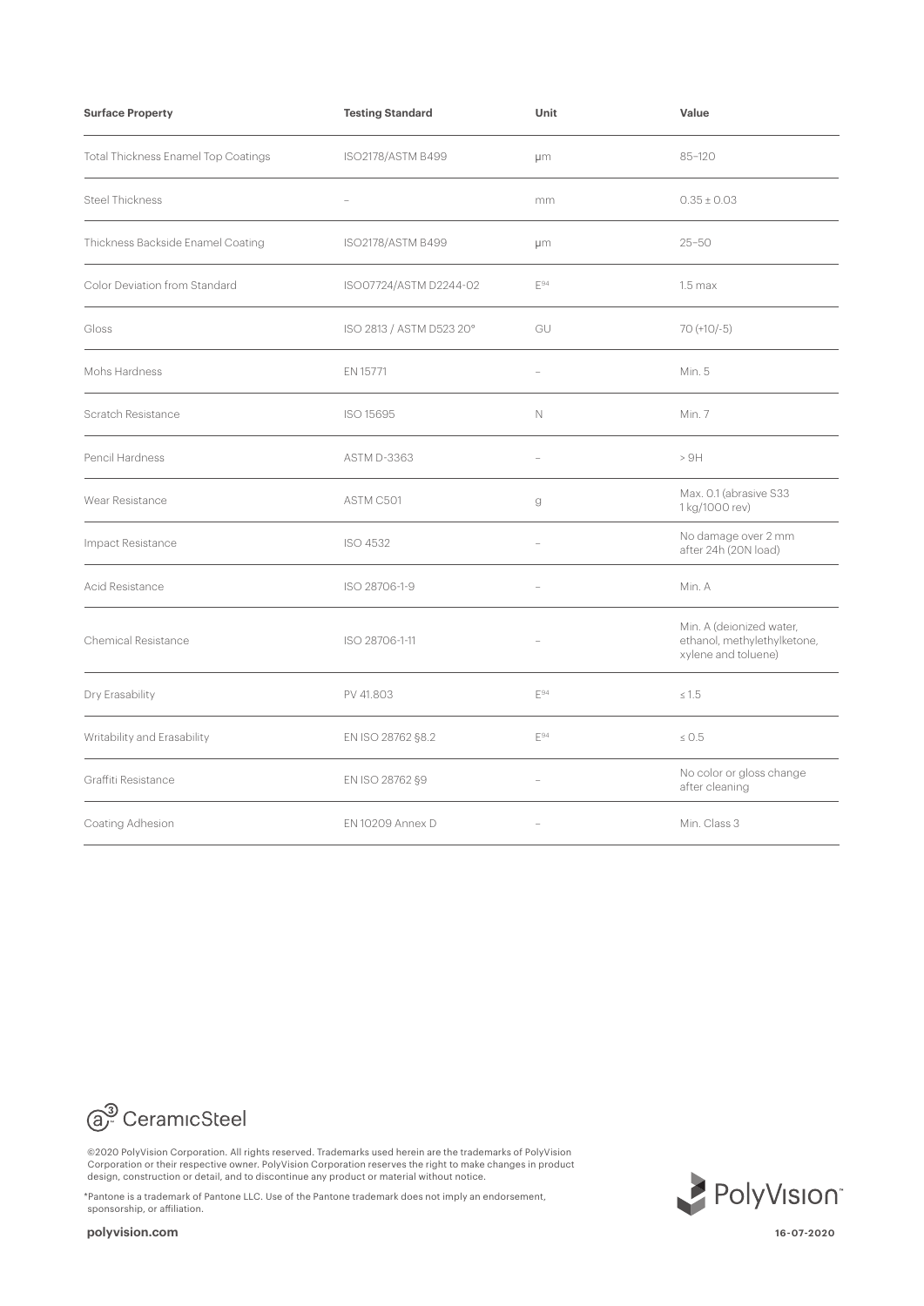| Surface Property | Testing Standard | Unit | Value |
|---|---|---|---|
| Total Thickness Enamel Top Coatings | ISO2178/ASTM B499 | µm | 85–120 |
| Steel Thickness | – | mm | 0.35 ± 0.03 |
| Thickness Backside Enamel Coating | ISO2178/ASTM B499 | µm | 25–50 |
| Color Deviation from Standard | ISO07724/ASTM D2244-02 | E94 | 1.5 max |
| Gloss | ISO 2813 / ASTM D523 20° | GU | 70 (+10/-5) |
| Mohs Hardness | EN 15771 | – | Min. 5 |
| Scratch Resistance | ISO 15695 | N | Min. 7 |
| Pencil Hardness | ASTM D-3363 | – | > 9H |
| Wear Resistance | ASTM C501 | g | Max. 0.1 (abrasive S33 1 kg/1000 rev) |
| Impact Resistance | ISO 4532 | – | No damage over 2 mm after 24h (20N load) |
| Acid Resistance | ISO 28706-1-9 | – | Min. A |
| Chemical Resistance | ISO 28706-1-11 | – | Min. A (deionized water, ethanol, methylethylketone, xylene and toluene) |
| Dry Erasability | PV 41.803 | E94 | ≤ 1.5 |
| Writability and Erasability | EN ISO 28762 §8.2 | E94 | ≤ 0.5 |
| Graffiti Resistance | EN ISO 28762 §9 | – | No color or gloss change after cleaning |
| Coating Adhesion | EN 10209 Annex D | – | Min. Class 3 |

a3 CeramicSteel

©2020 PolyVision Corporation. All rights reserved. Trademarks used herein are the trademarks of PolyVision Corporation or their respective owner. PolyVision Corporation reserves the right to make changes in product design, construction or detail, and to discontinue any product or material without notice.

*Pantone is a trademark of Pantone LLC. Use of the Pantone trademark does not imply an endorsement, sponsorship, or affiliation.

PolyVision™

**polyvision.com**

**16-07-2020**